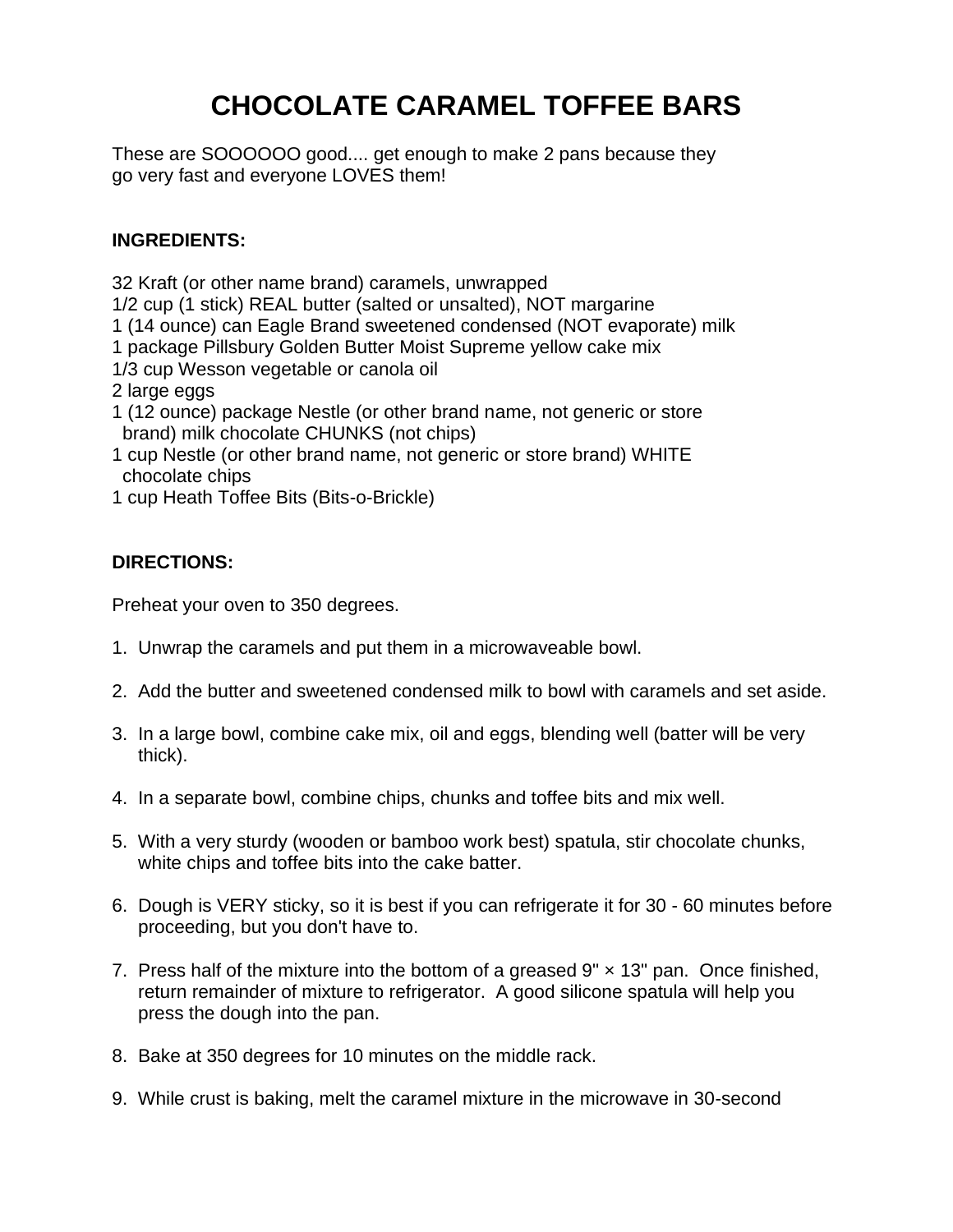# CHOCOLATE CARAMEL TOFFEE BARS

These are SOOOOOO good.... get enough to make 2 pans because they go very fast and everyone LOVES them!

**INGREDIENTS:**

32 Kraft (or other name brand) caramels, unwrapped
1/2 cup (1 stick) REAL butter (salted or unsalted), NOT margarine
1 (14 ounce) can Eagle Brand sweetened condensed (NOT evaporate) milk
1 package Pillsbury Golden Butter Moist Supreme yellow cake mix
1/3 cup Wesson vegetable or canola oil
2 large eggs
1 (12 ounce) package Nestle (or other brand name, not generic or store brand) milk chocolate CHUNKS (not chips)
1 cup Nestle (or other brand name, not generic or store brand) WHITE chocolate chips
1 cup Heath Toffee Bits (Bits-o-Brickle)

**DIRECTIONS:**

Preheat your oven to 350 degrees.

1. Unwrap the caramels and put them in a microwaveable bowl.

2. Add the butter and sweetened condensed milk to bowl with caramels and set aside.

3. In a large bowl, combine cake mix, oil and eggs, blending well (batter will be very thick).

4. In a separate bowl, combine chips, chunks and toffee bits and mix well.

5. With a very sturdy (wooden or bamboo work best) spatula, stir chocolate chunks, white chips and toffee bits into the cake batter.

6. Dough is VERY sticky, so it is best if you can refrigerate it for 30 - 60 minutes before proceeding, but you don't have to.

7. Press half of the mixture into the bottom of a greased 9" × 13" pan. Once finished, return remainder of mixture to refrigerator. A good silicone spatula will help you press the dough into the pan.

8. Bake at 350 degrees for 10 minutes on the middle rack.

9. While crust is baking, melt the caramel mixture in the microwave in 30-second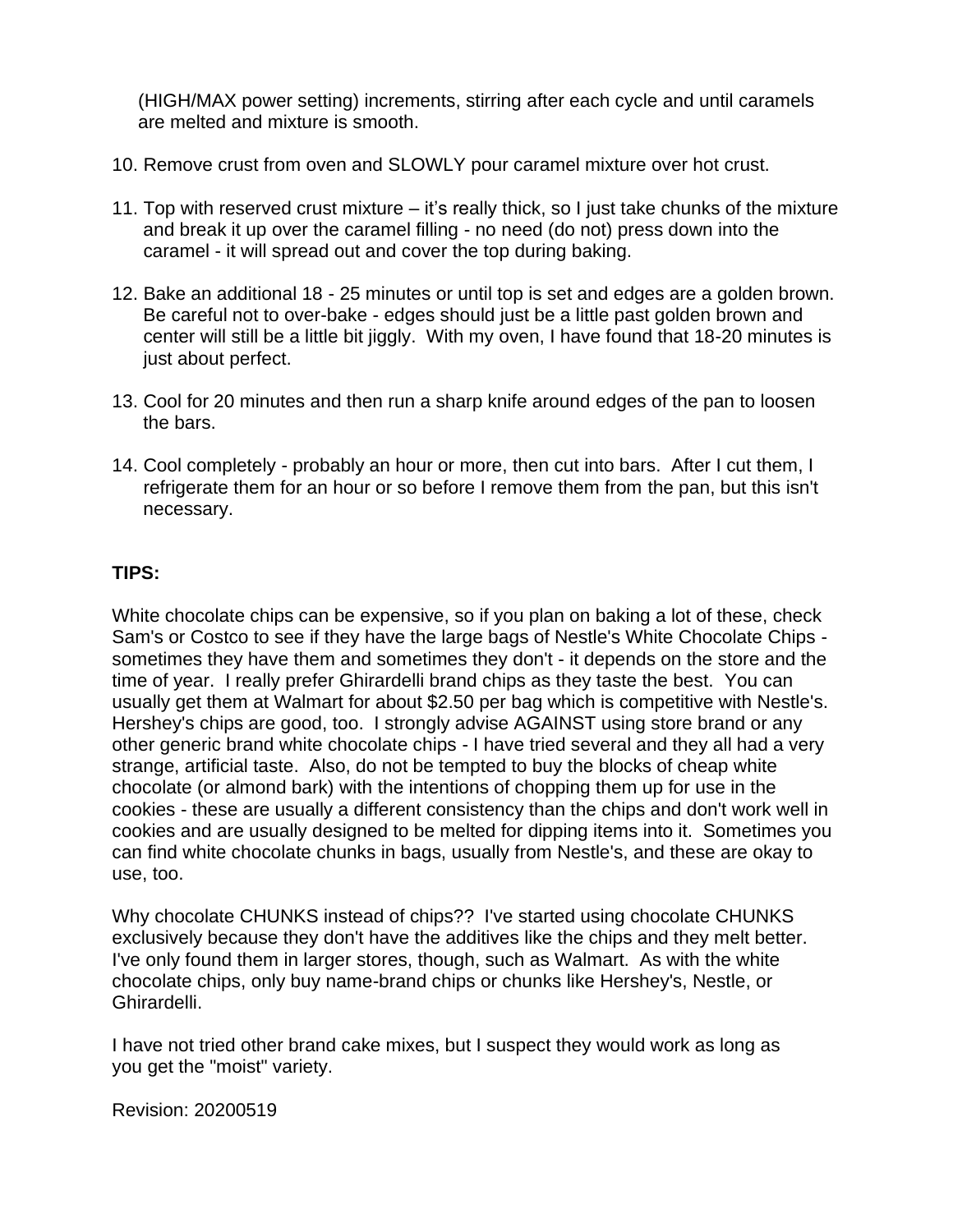(HIGH/MAX power setting) increments, stirring after each cycle and until caramels are melted and mixture is smooth.

10. Remove crust from oven and SLOWLY pour caramel mixture over hot crust.

11. Top with reserved crust mixture – it's really thick, so I just take chunks of the mixture and break it up over the caramel filling - no need (do not) press down into the caramel - it will spread out and cover the top during baking.

12. Bake an additional 18 - 25 minutes or until top is set and edges are a golden brown. Be careful not to over-bake - edges should just be a little past golden brown and center will still be a little bit jiggly. With my oven, I have found that 18-20 minutes is just about perfect.

13. Cool for 20 minutes and then run a sharp knife around edges of the pan to loosen the bars.

14. Cool completely - probably an hour or more, then cut into bars. After I cut them, I refrigerate them for an hour or so before I remove them from the pan, but this isn't necessary.

**TIPS:**

White chocolate chips can be expensive, so if you plan on baking a lot of these, check Sam's or Costco to see if they have the large bags of Nestle's White Chocolate Chips - sometimes they have them and sometimes they don't - it depends on the store and the time of year. I really prefer Ghirardelli brand chips as they taste the best. You can usually get them at Walmart for about $2.50 per bag which is competitive with Nestle's. Hershey's chips are good, too. I strongly advise AGAINST using store brand or any other generic brand white chocolate chips - I have tried several and they all had a very strange, artificial taste. Also, do not be tempted to buy the blocks of cheap white chocolate (or almond bark) with the intentions of chopping them up for use in the cookies - these are usually a different consistency than the chips and don't work well in cookies and are usually designed to be melted for dipping items into it. Sometimes you can find white chocolate chunks in bags, usually from Nestle's, and these are okay to use, too.

Why chocolate CHUNKS instead of chips?? I've started using chocolate CHUNKS exclusively because they don't have the additives like the chips and they melt better. I've only found them in larger stores, though, such as Walmart. As with the white chocolate chips, only buy name-brand chips or chunks like Hershey's, Nestle, or Ghirardelli.

I have not tried other brand cake mixes, but I suspect they would work as long as you get the "moist" variety.

Revision: 20200519